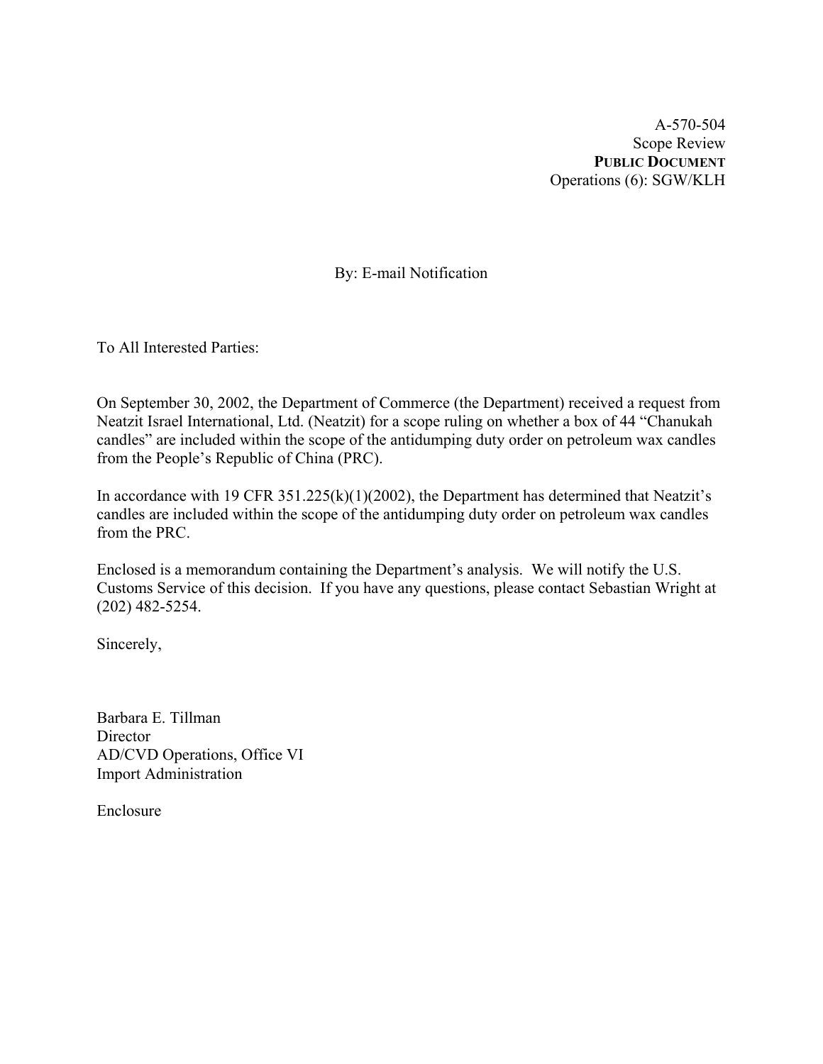A-570-504
Scope Review
**PUBLIC DOCUMENT**
Operations (6): SGW/KLH

By: E-mail Notification

To All Interested Parties:

On September 30, 2002, the Department of Commerce (the Department) received a request from Neatzit Israel International, Ltd. (Neatzit) for a scope ruling on whether a box of 44 "Chanukah candles" are included within the scope of the antidumping duty order on petroleum wax candles from the People's Republic of China (PRC).

In accordance with 19 CFR 351.225(k)(1)(2002), the Department has determined that Neatzit's candles are included within the scope of the antidumping duty order on petroleum wax candles from the PRC.

Enclosed is a memorandum containing the Department's analysis. We will notify the U.S. Customs Service of this decision. If you have any questions, please contact Sebastian Wright at (202) 482-5254.

Sincerely,

Barbara E. Tillman
Director
AD/CVD Operations, Office VI
Import Administration

Enclosure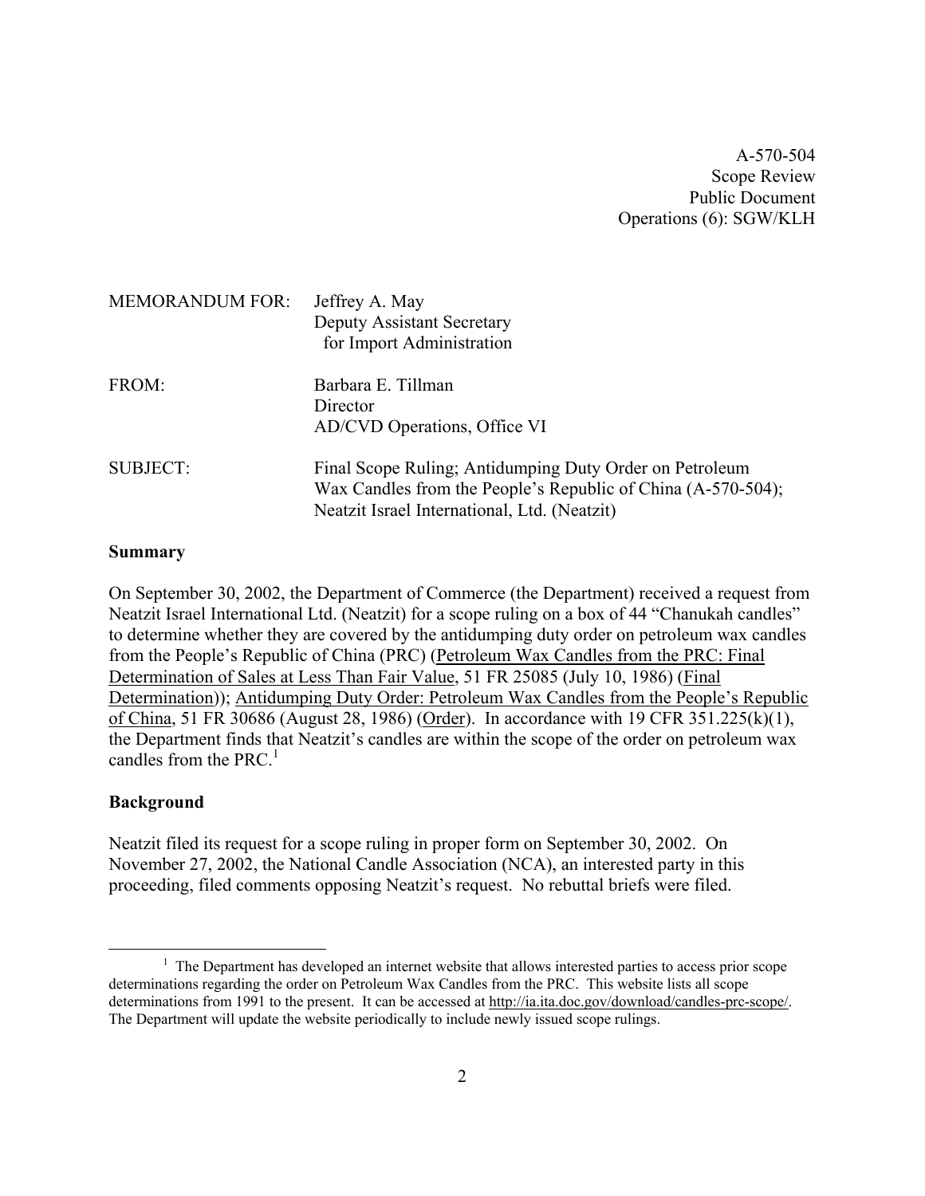A-570-504
Scope Review
Public Document
Operations (6): SGW/KLH

MEMORANDUM FOR: Jeffrey A. May
Deputy Assistant Secretary
for Import Administration

FROM: Barbara E. Tillman
Director
AD/CVD Operations, Office VI

SUBJECT: Final Scope Ruling; Antidumping Duty Order on Petroleum Wax Candles from the People's Republic of China (A-570-504); Neatzit Israel International, Ltd. (Neatzit)

**Summary**

On September 30, 2002, the Department of Commerce (the Department) received a request from Neatzit Israel International Ltd. (Neatzit) for a scope ruling on a box of 44 "Chanukah candles" to determine whether they are covered by the antidumping duty order on petroleum wax candles from the People's Republic of China (PRC) (Petroleum Wax Candles from the PRC: Final Determination of Sales at Less Than Fair Value, 51 FR 25085 (July 10, 1986) (Final Determination)); Antidumping Duty Order: Petroleum Wax Candles from the People's Republic of China, 51 FR 30686 (August 28, 1986) (Order). In accordance with 19 CFR 351.225(k)(1), the Department finds that Neatzit's candles are within the scope of the order on petroleum wax candles from the PRC.[1]

**Background**

Neatzit filed its request for a scope ruling in proper form on September 30, 2002. On November 27, 2002, the National Candle Association (NCA), an interested party in this proceeding, filed comments opposing Neatzit's request. No rebuttal briefs were filed.

[1] The Department has developed an internet website that allows interested parties to access prior scope determinations regarding the order on Petroleum Wax Candles from the PRC. This website lists all scope determinations from 1991 to the present. It can be accessed at http://ia.ita.doc.gov/download/candles-prc-scope/. The Department will update the website periodically to include newly issued scope rulings.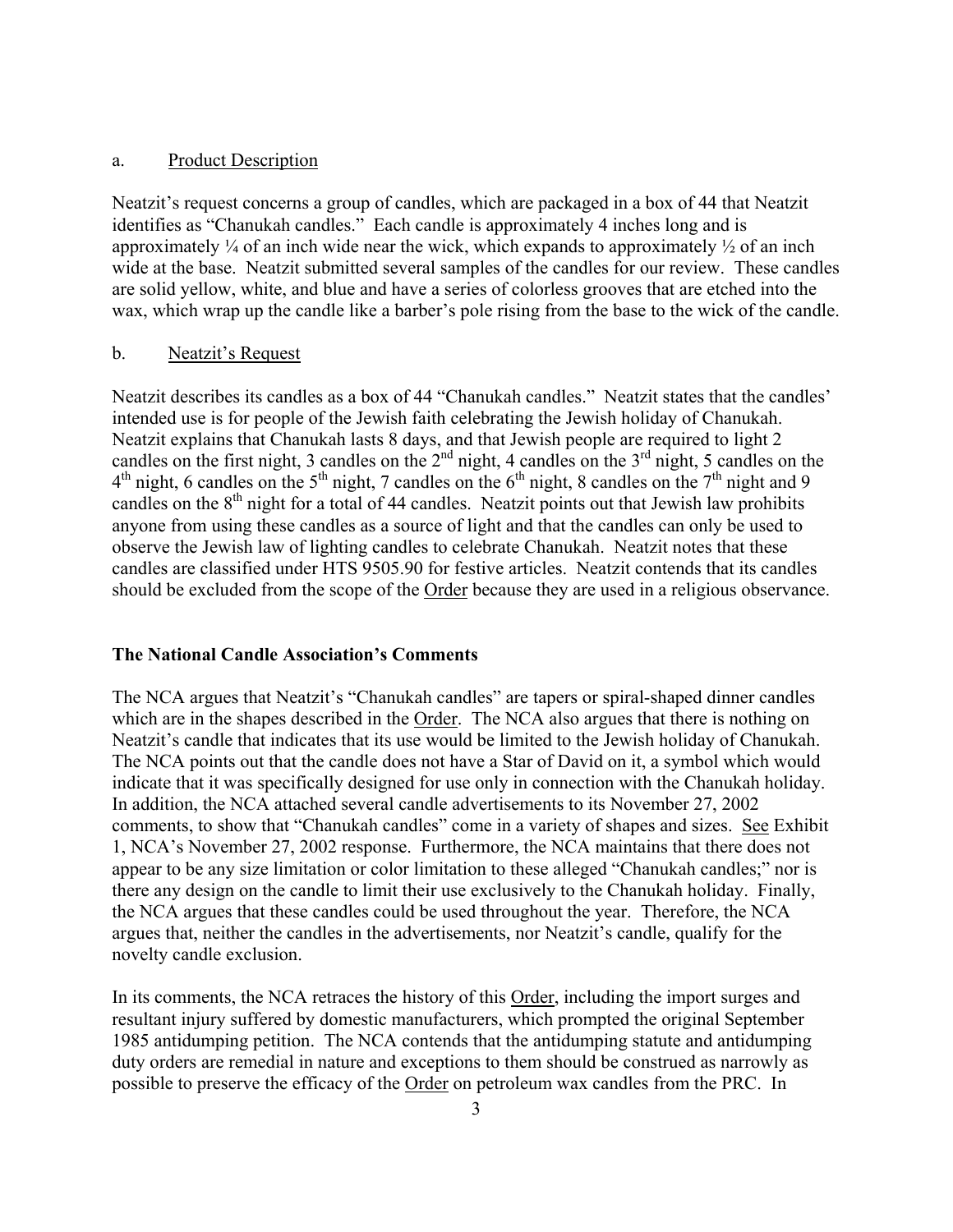a. Product Description

Neatzit's request concerns a group of candles, which are packaged in a box of 44 that Neatzit identifies as "Chanukah candles." Each candle is approximately 4 inches long and is approximately ¼ of an inch wide near the wick, which expands to approximately ½ of an inch wide at the base. Neatzit submitted several samples of the candles for our review. These candles are solid yellow, white, and blue and have a series of colorless grooves that are etched into the wax, which wrap up the candle like a barber's pole rising from the base to the wick of the candle.

b. Neatzit's Request

Neatzit describes its candles as a box of 44 "Chanukah candles." Neatzit states that the candles' intended use is for people of the Jewish faith celebrating the Jewish holiday of Chanukah. Neatzit explains that Chanukah lasts 8 days, and that Jewish people are required to light 2 candles on the first night, 3 candles on the 2nd night, 4 candles on the 3rd night, 5 candles on the 4th night, 6 candles on the 5th night, 7 candles on the 6th night, 8 candles on the 7th night and 9 candles on the 8th night for a total of 44 candles. Neatzit points out that Jewish law prohibits anyone from using these candles as a source of light and that the candles can only be used to observe the Jewish law of lighting candles to celebrate Chanukah. Neatzit notes that these candles are classified under HTS 9505.90 for festive articles. Neatzit contends that its candles should be excluded from the scope of the Order because they are used in a religious observance.

**The National Candle Association's Comments**

The NCA argues that Neatzit's "Chanukah candles" are tapers or spiral-shaped dinner candles which are in the shapes described in the Order. The NCA also argues that there is nothing on Neatzit's candle that indicates that its use would be limited to the Jewish holiday of Chanukah. The NCA points out that the candle does not have a Star of David on it, a symbol which would indicate that it was specifically designed for use only in connection with the Chanukah holiday. In addition, the NCA attached several candle advertisements to its November 27, 2002 comments, to show that "Chanukah candles" come in a variety of shapes and sizes. See Exhibit 1, NCA's November 27, 2002 response. Furthermore, the NCA maintains that there does not appear to be any size limitation or color limitation to these alleged "Chanukah candles;" nor is there any design on the candle to limit their use exclusively to the Chanukah holiday. Finally, the NCA argues that these candles could be used throughout the year. Therefore, the NCA argues that, neither the candles in the advertisements, nor Neatzit's candle, qualify for the novelty candle exclusion.

In its comments, the NCA retraces the history of this Order, including the import surges and resultant injury suffered by domestic manufacturers, which prompted the original September 1985 antidumping petition. The NCA contends that the antidumping statute and antidumping duty orders are remedial in nature and exceptions to them should be construed as narrowly as possible to preserve the efficacy of the Order on petroleum wax candles from the PRC. In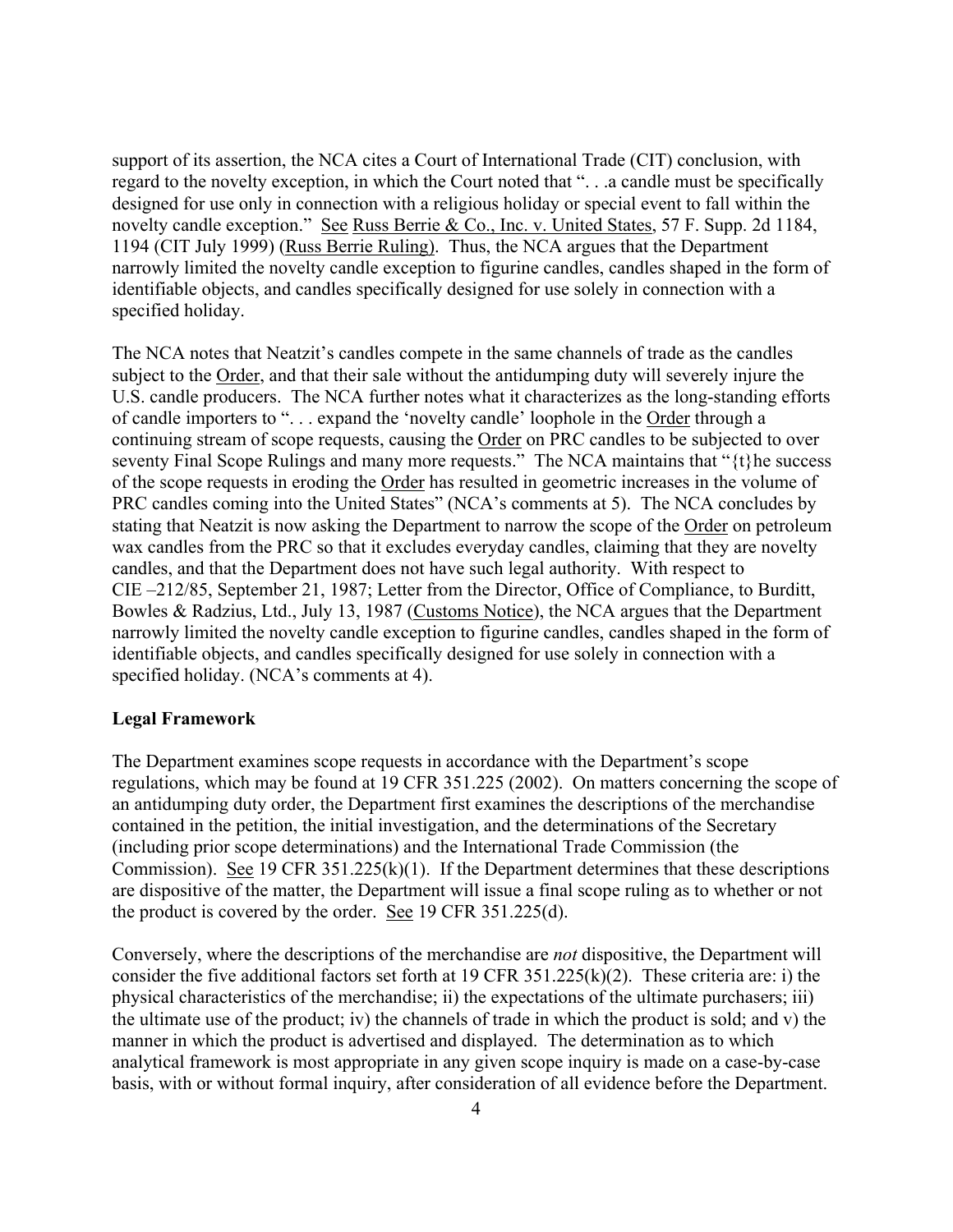support of its assertion, the NCA cites a Court of International Trade (CIT) conclusion, with regard to the novelty exception, in which the Court noted that ". . .a candle must be specifically designed for use only in connection with a religious holiday or special event to fall within the novelty candle exception." See Russ Berrie & Co., Inc. v. United States, 57 F. Supp. 2d 1184, 1194 (CIT July 1999) (Russ Berrie Ruling). Thus, the NCA argues that the Department narrowly limited the novelty candle exception to figurine candles, candles shaped in the form of identifiable objects, and candles specifically designed for use solely in connection with a specified holiday.

The NCA notes that Neatzit's candles compete in the same channels of trade as the candles subject to the Order, and that their sale without the antidumping duty will severely injure the U.S. candle producers. The NCA further notes what it characterizes as the long-standing efforts of candle importers to ". . . expand the 'novelty candle' loophole in the Order through a continuing stream of scope requests, causing the Order on PRC candles to be subjected to over seventy Final Scope Rulings and many more requests." The NCA maintains that "{t}he success of the scope requests in eroding the Order has resulted in geometric increases in the volume of PRC candles coming into the United States" (NCA's comments at 5). The NCA concludes by stating that Neatzit is now asking the Department to narrow the scope of the Order on petroleum wax candles from the PRC so that it excludes everyday candles, claiming that they are novelty candles, and that the Department does not have such legal authority. With respect to CIE –212/85, September 21, 1987; Letter from the Director, Office of Compliance, to Burditt, Bowles & Radzius, Ltd., July 13, 1987 (Customs Notice), the NCA argues that the Department narrowly limited the novelty candle exception to figurine candles, candles shaped in the form of identifiable objects, and candles specifically designed for use solely in connection with a specified holiday. (NCA's comments at 4).

**Legal Framework**

The Department examines scope requests in accordance with the Department's scope regulations, which may be found at 19 CFR 351.225 (2002). On matters concerning the scope of an antidumping duty order, the Department first examines the descriptions of the merchandise contained in the petition, the initial investigation, and the determinations of the Secretary (including prior scope determinations) and the International Trade Commission (the Commission). See 19 CFR 351.225(k)(1). If the Department determines that these descriptions are dispositive of the matter, the Department will issue a final scope ruling as to whether or not the product is covered by the order. See 19 CFR 351.225(d).

Conversely, where the descriptions of the merchandise are *not* dispositive, the Department will consider the five additional factors set forth at 19 CFR 351.225(k)(2). These criteria are: i) the physical characteristics of the merchandise; ii) the expectations of the ultimate purchasers; iii) the ultimate use of the product; iv) the channels of trade in which the product is sold; and v) the manner in which the product is advertised and displayed. The determination as to which analytical framework is most appropriate in any given scope inquiry is made on a case-by-case basis, with or without formal inquiry, after consideration of all evidence before the Department.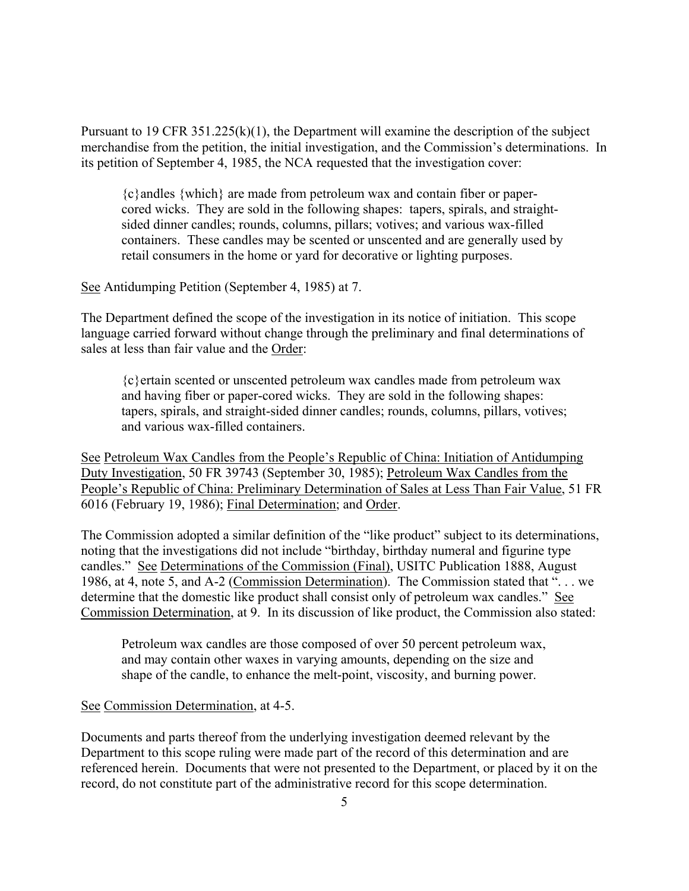Pursuant to 19 CFR 351.225(k)(1), the Department will examine the description of the subject merchandise from the petition, the initial investigation, and the Commission's determinations. In its petition of September 4, 1985, the NCA requested that the investigation cover:

> {c}andles {which} are made from petroleum wax and contain fiber or paper-cored wicks. They are sold in the following shapes: tapers, spirals, and straight-sided dinner candles; rounds, columns, pillars; votives; and various wax-filled containers. These candles may be scented or unscented and are generally used by retail consumers in the home or yard for decorative or lighting purposes.

<u>See</u> Antidumping Petition (September 4, 1985) at 7.

The Department defined the scope of the investigation in its notice of initiation. This scope language carried forward without change through the preliminary and final determinations of sales at less than fair value and the <u>Order</u>:

> {c}ertain scented or unscented petroleum wax candles made from petroleum wax and having fiber or paper-cored wicks. They are sold in the following shapes: tapers, spirals, and straight-sided dinner candles; rounds, columns, pillars, votives; and various wax-filled containers.

<u>See</u> <u>Petroleum Wax Candles from the People's Republic of China: Initiation of Antidumping Duty Investigation</u>, 50 FR 39743 (September 30, 1985); <u>Petroleum Wax Candles from the People's Republic of China: Preliminary Determination of Sales at Less Than Fair Value</u>, 51 FR 6016 (February 19, 1986); <u>Final Determination</u>; and <u>Order</u>.

The Commission adopted a similar definition of the "like product" subject to its determinations, noting that the investigations did not include "birthday, birthday numeral and figurine type candles." <u>See</u> <u>Determinations of the Commission (Final)</u>, USITC Publication 1888, August 1986, at 4, note 5, and A-2 (<u>Commission Determination</u>). The Commission stated that ". . . we determine that the domestic like product shall consist only of petroleum wax candles." <u>See</u> <u>Commission Determination</u>, at 9. In its discussion of like product, the Commission also stated:

> Petroleum wax candles are those composed of over 50 percent petroleum wax, and may contain other waxes in varying amounts, depending on the size and shape of the candle, to enhance the melt-point, viscosity, and burning power.

<u>See</u> <u>Commission Determination</u>, at 4-5.

Documents and parts thereof from the underlying investigation deemed relevant by the Department to this scope ruling were made part of the record of this determination and are referenced herein. Documents that were not presented to the Department, or placed by it on the record, do not constitute part of the administrative record for this scope determination.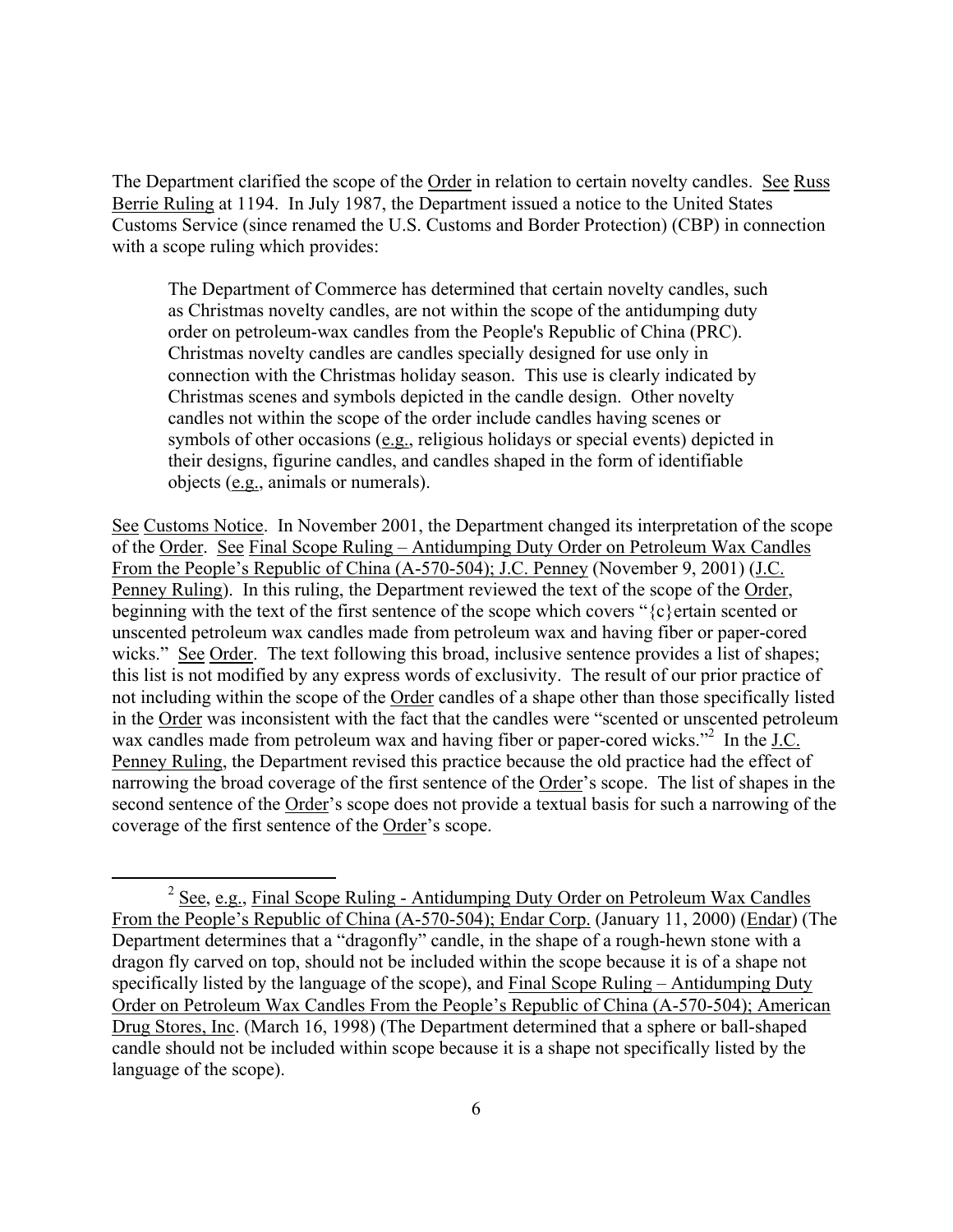The Department clarified the scope of the Order in relation to certain novelty candles. See Russ Berrie Ruling at 1194. In July 1987, the Department issued a notice to the United States Customs Service (since renamed the U.S. Customs and Border Protection) (CBP) in connection with a scope ruling which provides:

> The Department of Commerce has determined that certain novelty candles, such as Christmas novelty candles, are not within the scope of the antidumping duty order on petroleum-wax candles from the People's Republic of China (PRC). Christmas novelty candles are candles specially designed for use only in connection with the Christmas holiday season. This use is clearly indicated by Christmas scenes and symbols depicted in the candle design. Other novelty candles not within the scope of the order include candles having scenes or symbols of other occasions (e.g., religious holidays or special events) depicted in their designs, figurine candles, and candles shaped in the form of identifiable objects (e.g., animals or numerals).

See Customs Notice. In November 2001, the Department changed its interpretation of the scope of the Order. See Final Scope Ruling – Antidumping Duty Order on Petroleum Wax Candles From the People's Republic of China (A-570-504); J.C. Penney (November 9, 2001) (J.C. Penney Ruling). In this ruling, the Department reviewed the text of the scope of the Order, beginning with the text of the first sentence of the scope which covers "{c}ertain scented or unscented petroleum wax candles made from petroleum wax and having fiber or paper-cored wicks." See Order. The text following this broad, inclusive sentence provides a list of shapes; this list is not modified by any express words of exclusivity. The result of our prior practice of not including within the scope of the Order candles of a shape other than those specifically listed in the Order was inconsistent with the fact that the candles were "scented or unscented petroleum wax candles made from petroleum wax and having fiber or paper-cored wicks."[2] In the J.C. Penney Ruling, the Department revised this practice because the old practice had the effect of narrowing the broad coverage of the first sentence of the Order's scope. The list of shapes in the second sentence of the Order's scope does not provide a textual basis for such a narrowing of the coverage of the first sentence of the Order's scope.

---

[2] See, e.g., Final Scope Ruling - Antidumping Duty Order on Petroleum Wax Candles From the People's Republic of China (A-570-504); Endar Corp. (January 11, 2000) (Endar) (The Department determines that a "dragonfly" candle, in the shape of a rough-hewn stone with a dragon fly carved on top, should not be included within the scope because it is of a shape not specifically listed by the language of the scope), and Final Scope Ruling – Antidumping Duty Order on Petroleum Wax Candles From the People's Republic of China (A-570-504); American Drug Stores, Inc. (March 16, 1998) (The Department determined that a sphere or ball-shaped candle should not be included within scope because it is a shape not specifically listed by the language of the scope).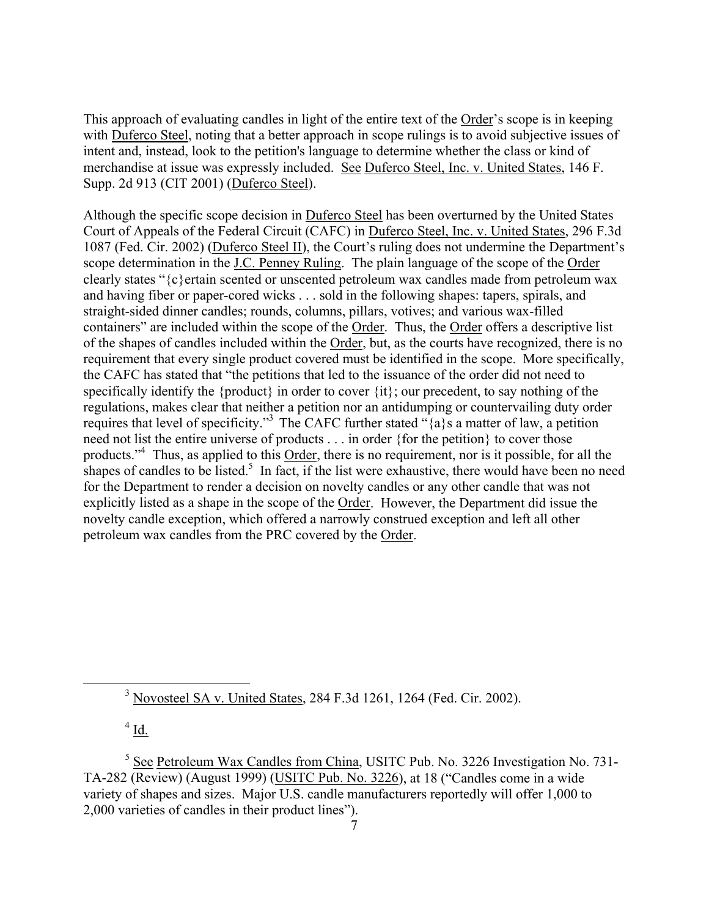This approach of evaluating candles in light of the entire text of the Order's scope is in keeping with Duferco Steel, noting that a better approach in scope rulings is to avoid subjective issues of intent and, instead, look to the petition's language to determine whether the class or kind of merchandise at issue was expressly included. See Duferco Steel, Inc. v. United States, 146 F. Supp. 2d 913 (CIT 2001) (Duferco Steel).

Although the specific scope decision in Duferco Steel has been overturned by the United States Court of Appeals of the Federal Circuit (CAFC) in Duferco Steel, Inc. v. United States, 296 F.3d 1087 (Fed. Cir. 2002) (Duferco Steel II), the Court's ruling does not undermine the Department's scope determination in the J.C. Penney Ruling. The plain language of the scope of the Order clearly states "{c}ertain scented or unscented petroleum wax candles made from petroleum wax and having fiber or paper-cored wicks . . . sold in the following shapes: tapers, spirals, and straight-sided dinner candles; rounds, columns, pillars, votives; and various wax-filled containers" are included within the scope of the Order. Thus, the Order offers a descriptive list of the shapes of candles included within the Order, but, as the courts have recognized, there is no requirement that every single product covered must be identified in the scope. More specifically, the CAFC has stated that "the petitions that led to the issuance of the order did not need to specifically identify the {product} in order to cover {it}; our precedent, to say nothing of the regulations, makes clear that neither a petition nor an antidumping or countervailing duty order requires that level of specificity."[3] The CAFC further stated "{a}s a matter of law, a petition need not list the entire universe of products . . . in order {for the petition} to cover those products."[4] Thus, as applied to this Order, there is no requirement, nor is it possible, for all the shapes of candles to be listed.[5] In fact, if the list were exhaustive, there would have been no need for the Department to render a decision on novelty candles or any other candle that was not explicitly listed as a shape in the scope of the Order. However, the Department did issue the novelty candle exception, which offered a narrowly construed exception and left all other petroleum wax candles from the PRC covered by the Order.

---

[3] Novosteel SA v. United States, 284 F.3d 1261, 1264 (Fed. Cir. 2002).

[4] Id.

[5] See Petroleum Wax Candles from China, USITC Pub. No. 3226 Investigation No. 731-TA-282 (Review) (August 1999) (USITC Pub. No. 3226), at 18 ("Candles come in a wide variety of shapes and sizes. Major U.S. candle manufacturers reportedly will offer 1,000 to 2,000 varieties of candles in their product lines").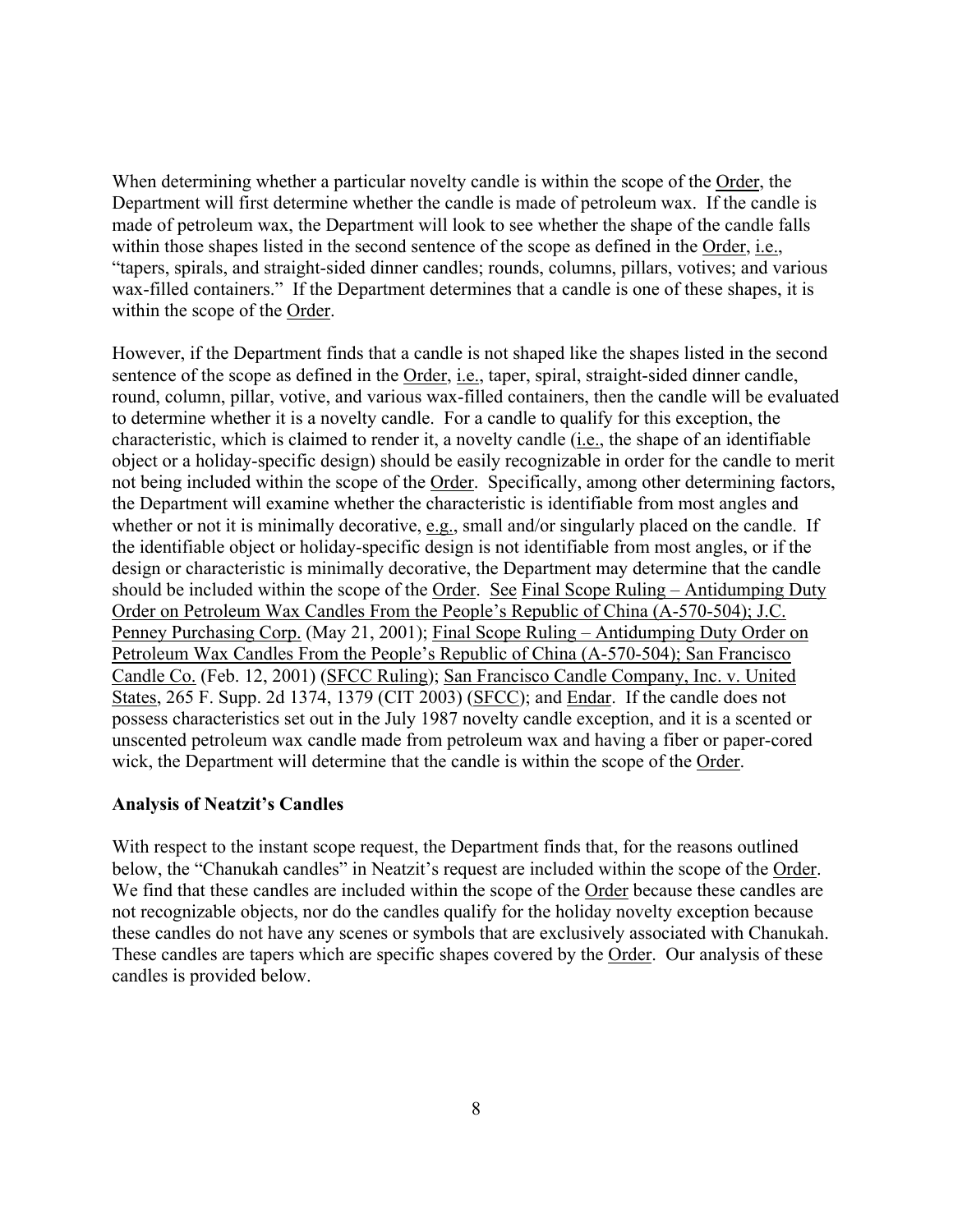When determining whether a particular novelty candle is within the scope of the Order, the Department will first determine whether the candle is made of petroleum wax. If the candle is made of petroleum wax, the Department will look to see whether the shape of the candle falls within those shapes listed in the second sentence of the scope as defined in the Order, i.e., "tapers, spirals, and straight-sided dinner candles; rounds, columns, pillars, votives; and various wax-filled containers." If the Department determines that a candle is one of these shapes, it is within the scope of the Order.

However, if the Department finds that a candle is not shaped like the shapes listed in the second sentence of the scope as defined in the Order, i.e., taper, spiral, straight-sided dinner candle, round, column, pillar, votive, and various wax-filled containers, then the candle will be evaluated to determine whether it is a novelty candle. For a candle to qualify for this exception, the characteristic, which is claimed to render it, a novelty candle (i.e., the shape of an identifiable object or a holiday-specific design) should be easily recognizable in order for the candle to merit not being included within the scope of the Order. Specifically, among other determining factors, the Department will examine whether the characteristic is identifiable from most angles and whether or not it is minimally decorative, e.g., small and/or singularly placed on the candle. If the identifiable object or holiday-specific design is not identifiable from most angles, or if the design or characteristic is minimally decorative, the Department may determine that the candle should be included within the scope of the Order. See Final Scope Ruling – Antidumping Duty Order on Petroleum Wax Candles From the People's Republic of China (A-570-504); J.C. Penney Purchasing Corp. (May 21, 2001); Final Scope Ruling – Antidumping Duty Order on Petroleum Wax Candles From the People's Republic of China (A-570-504); San Francisco Candle Co. (Feb. 12, 2001) (SFCC Ruling); San Francisco Candle Company, Inc. v. United States, 265 F. Supp. 2d 1374, 1379 (CIT 2003) (SFCC); and Endar. If the candle does not possess characteristics set out in the July 1987 novelty candle exception, and it is a scented or unscented petroleum wax candle made from petroleum wax and having a fiber or paper-cored wick, the Department will determine that the candle is within the scope of the Order.

**Analysis of Neatzit's Candles**

With respect to the instant scope request, the Department finds that, for the reasons outlined below, the "Chanukah candles" in Neatzit's request are included within the scope of the Order. We find that these candles are included within the scope of the Order because these candles are not recognizable objects, nor do the candles qualify for the holiday novelty exception because these candles do not have any scenes or symbols that are exclusively associated with Chanukah. These candles are tapers which are specific shapes covered by the Order. Our analysis of these candles is provided below.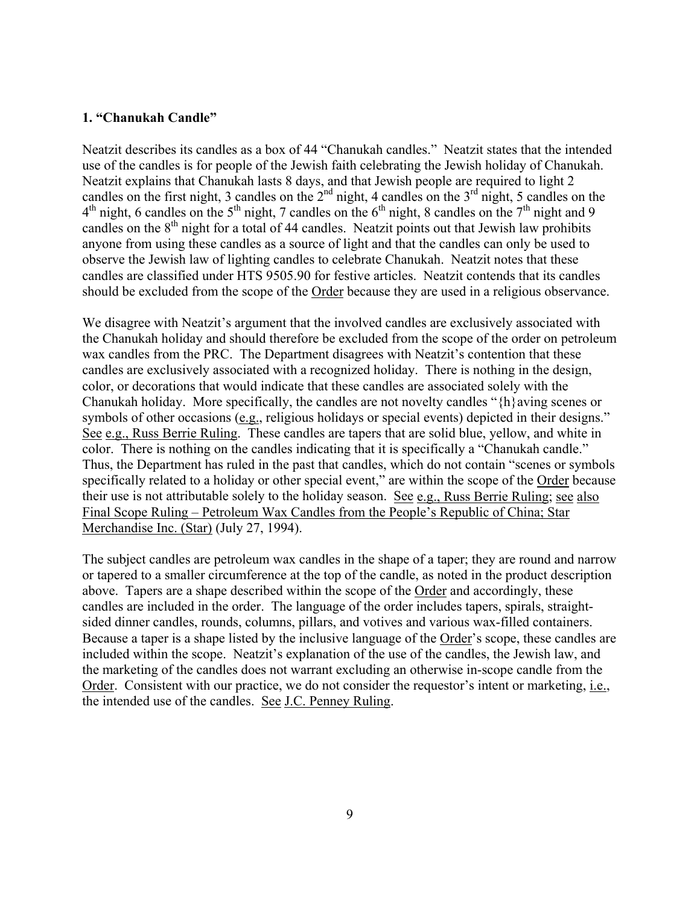**1. "Chanukah Candle"**

Neatzit describes its candles as a box of 44 "Chanukah candles." Neatzit states that the intended use of the candles is for people of the Jewish faith celebrating the Jewish holiday of Chanukah. Neatzit explains that Chanukah lasts 8 days, and that Jewish people are required to light 2 candles on the first night, 3 candles on the 2nd night, 4 candles on the 3rd night, 5 candles on the 4th night, 6 candles on the 5th night, 7 candles on the 6th night, 8 candles on the 7th night and 9 candles on the 8th night for a total of 44 candles. Neatzit points out that Jewish law prohibits anyone from using these candles as a source of light and that the candles can only be used to observe the Jewish law of lighting candles to celebrate Chanukah. Neatzit notes that these candles are classified under HTS 9505.90 for festive articles. Neatzit contends that its candles should be excluded from the scope of the Order because they are used in a religious observance.

We disagree with Neatzit's argument that the involved candles are exclusively associated with the Chanukah holiday and should therefore be excluded from the scope of the order on petroleum wax candles from the PRC. The Department disagrees with Neatzit's contention that these candles are exclusively associated with a recognized holiday. There is nothing in the design, color, or decorations that would indicate that these candles are associated solely with the Chanukah holiday. More specifically, the candles are not novelty candles "{h}aving scenes or symbols of other occasions (e.g., religious holidays or special events) depicted in their designs." See e.g., Russ Berrie Ruling. These candles are tapers that are solid blue, yellow, and white in color. There is nothing on the candles indicating that it is specifically a "Chanukah candle." Thus, the Department has ruled in the past that candles, which do not contain "scenes or symbols specifically related to a holiday or other special event," are within the scope of the Order because their use is not attributable solely to the holiday season. See e.g., Russ Berrie Ruling; see also Final Scope Ruling – Petroleum Wax Candles from the People's Republic of China; Star Merchandise Inc. (Star) (July 27, 1994).

The subject candles are petroleum wax candles in the shape of a taper; they are round and narrow or tapered to a smaller circumference at the top of the candle, as noted in the product description above. Tapers are a shape described within the scope of the Order and accordingly, these candles are included in the order. The language of the order includes tapers, spirals, straight-sided dinner candles, rounds, columns, pillars, and votives and various wax-filled containers. Because a taper is a shape listed by the inclusive language of the Order's scope, these candles are included within the scope. Neatzit's explanation of the use of the candles, the Jewish law, and the marketing of the candles does not warrant excluding an otherwise in-scope candle from the Order. Consistent with our practice, we do not consider the requestor's intent or marketing, i.e., the intended use of the candles. See J.C. Penney Ruling.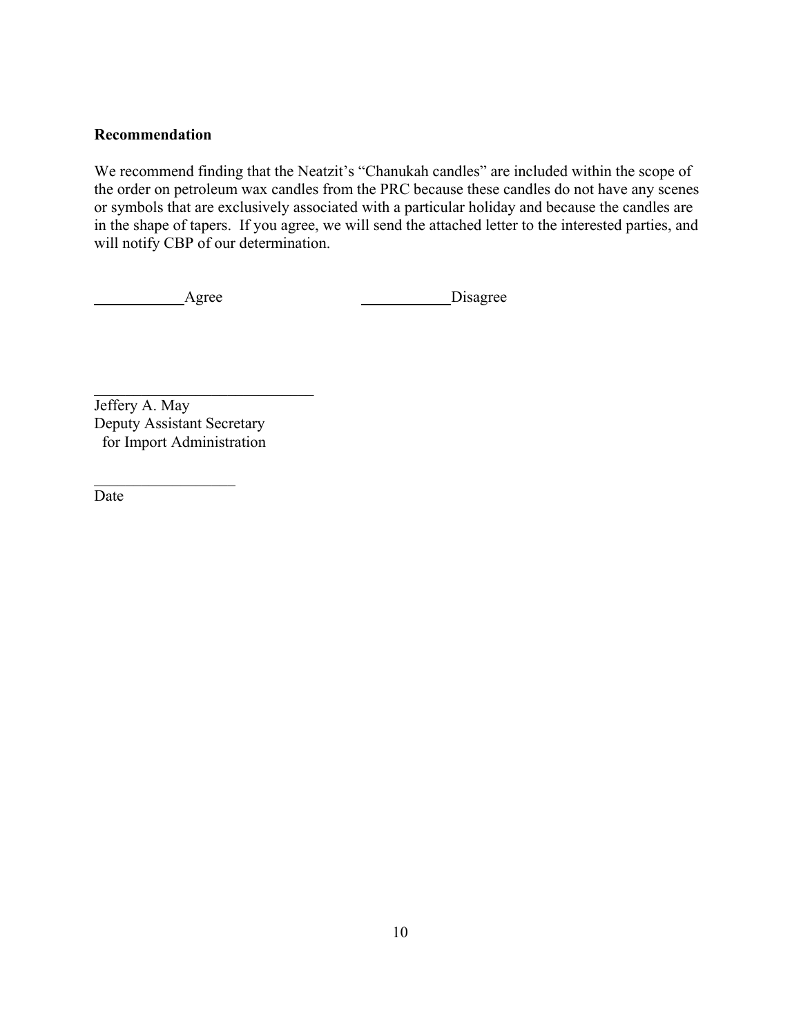**Recommendation**

We recommend finding that the Neatzit's "Chanukah candles" are included within the scope of the order on petroleum wax candles from the PRC because these candles do not have any scenes or symbols that are exclusively associated with a particular holiday and because the candles are in the shape of tapers. If you agree, we will send the attached letter to the interested parties, and will notify CBP of our determination.

\_\_\_\_\_\_\_\_\_\_\_\_ Agree                                 \_\_\_\_\_\_\_\_\_\_\_\_ Disagree

\_\_\_\_\_\_\_\_\_\_\_\_\_\_\_\_\_\_\_\_\_\_\_\_\_\_\_\_\_\_

Jeffery A. May
Deputy Assistant Secretary
for Import Administration

\_\_\_\_\_\_\_\_\_\_\_\_\_\_\_\_\_\_\_

Date